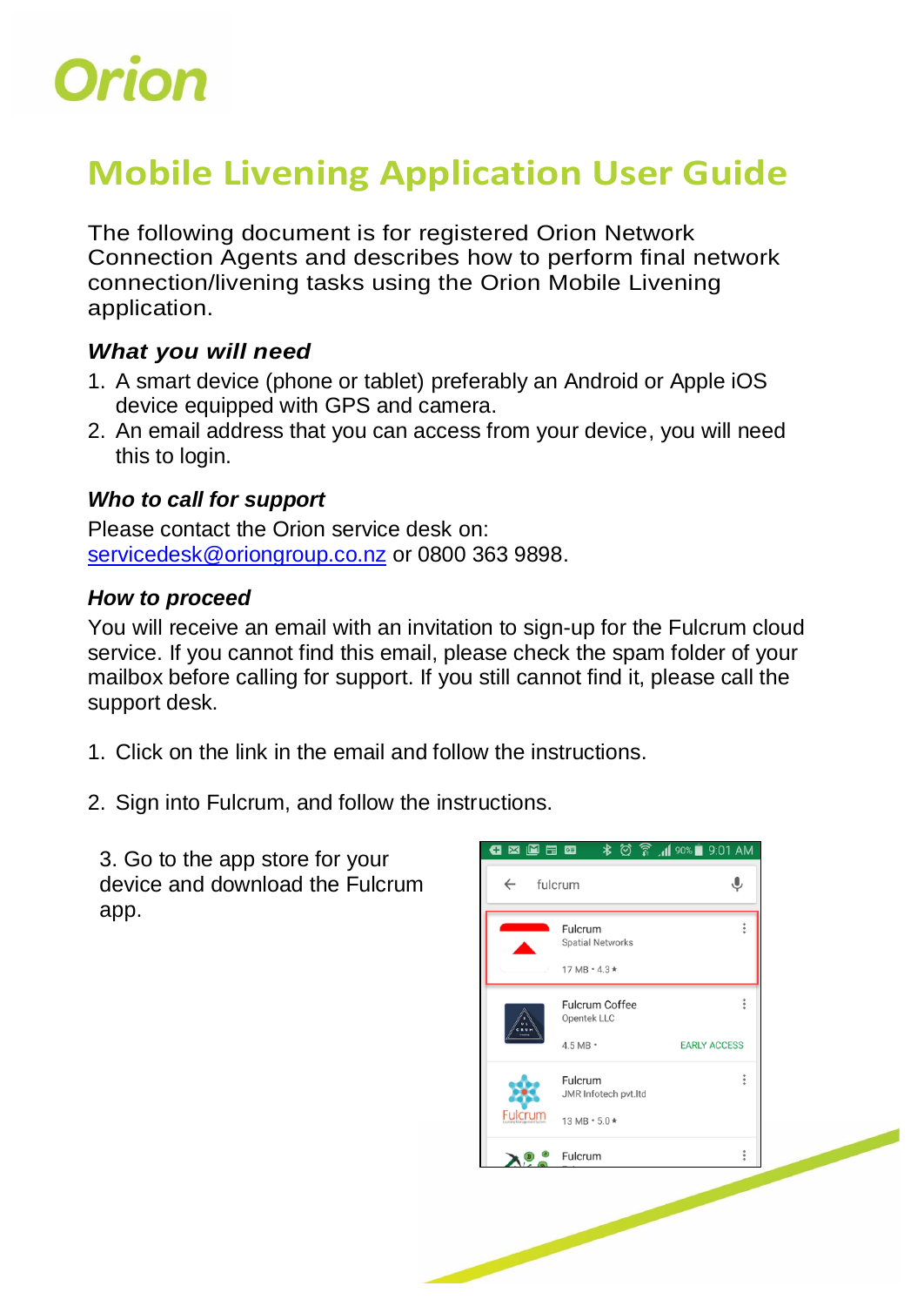Orion

# Mobile Livening Application User Guide

The following document is for registered Orion Network Connection Agents and describes how to perform final network connection/livening tasks using the Orion Mobile Livening application.

### *What you will need*

1. A smart device (phone or tablet) preferably an Android or Apple iOS device equipped with GPS and camera.
2. An email address that you can access from your device, you will need this to login.

### *Who to call for support*

Please contact the Orion service desk on:
[servicedesk@oriongroup.co.nz](mailto:servicedesk@oriongroup.co.nz) or 0800 363 9898.

### *How to proceed*

You will receive an email with an invitation to sign-up for the Fulcrum cloud service. If you cannot find this email, please check the spam folder of your mailbox before calling for support. If you still cannot find it, please call the support desk.

1. Click on the link in the email and follow the instructions.

2. Sign into Fulcrum, and follow the instructions.

3. Go to the app store for your device and download the Fulcrum app.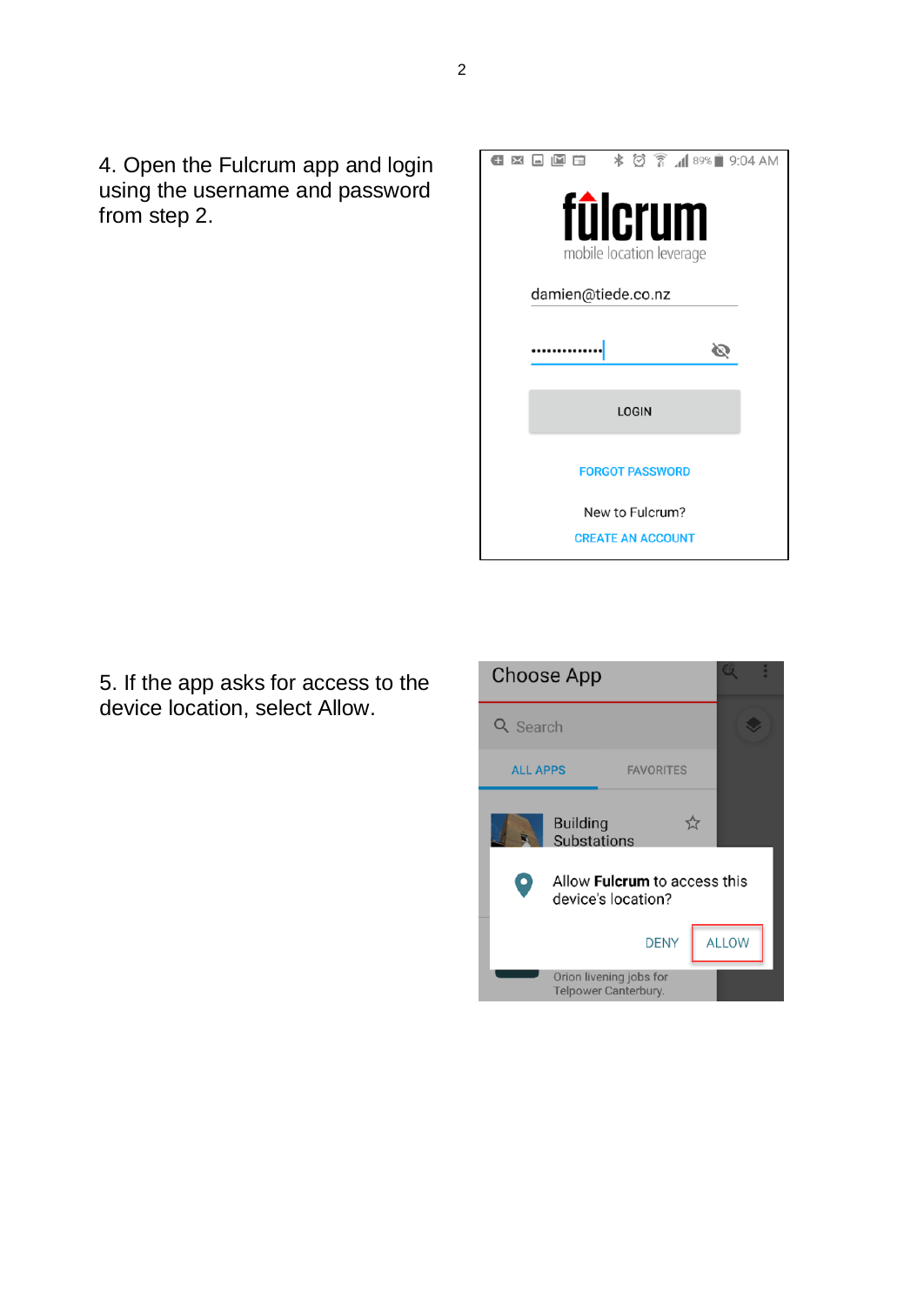4. Open the Fulcrum app and login using the username and password from step 2.

5. If the app asks for access to the device location, select Allow.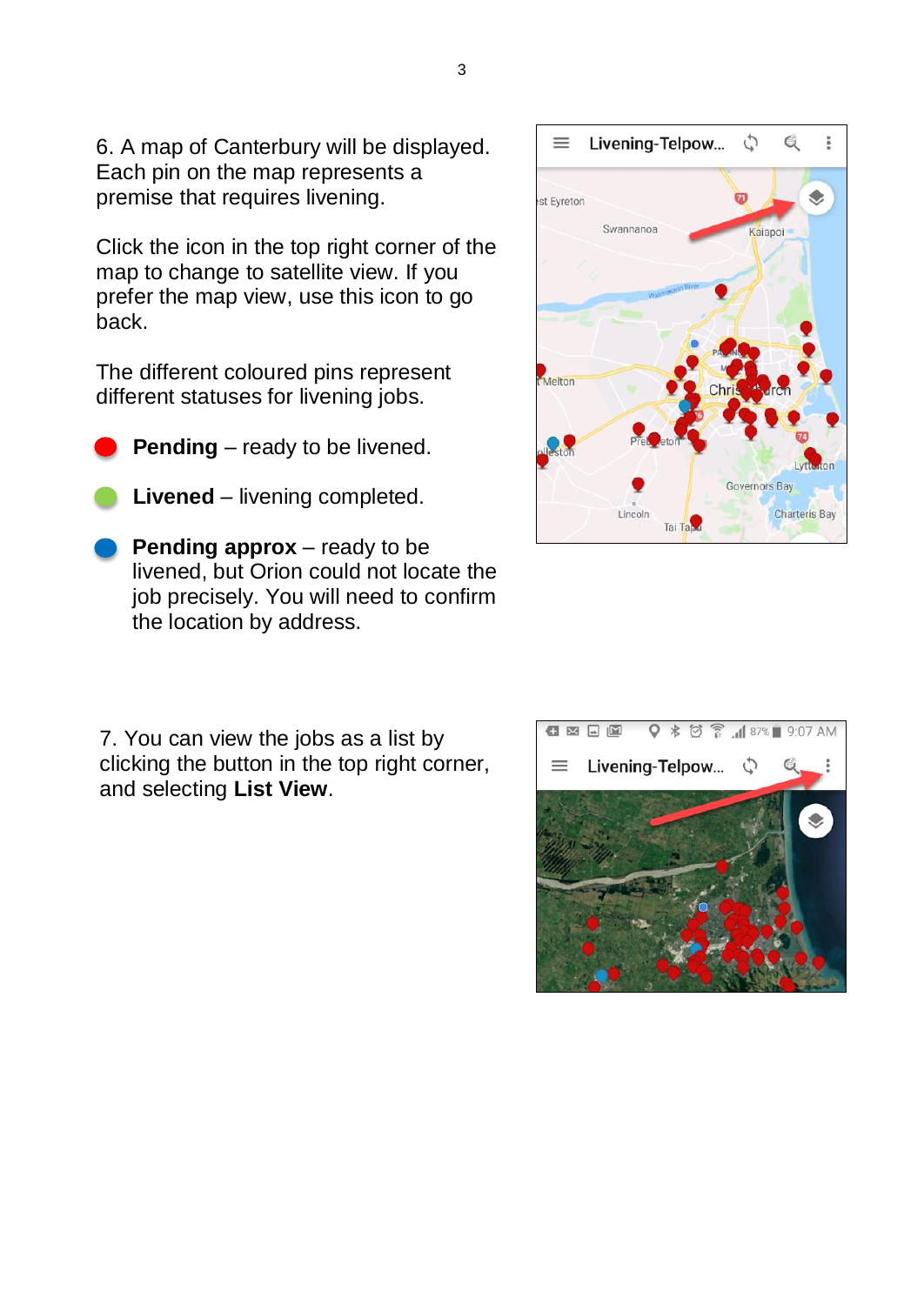6. A map of Canterbury will be displayed. Each pin on the map represents a premise that requires livening.

Click the icon in the top right corner of the map to change to satellite view. If you prefer the map view, use this icon to go back.

The different coloured pins represent different statuses for livening jobs.

- **Pending** – ready to be livened.
- **Livened** – livening completed.
- **Pending approx** – ready to be livened, but Orion could not locate the job precisely. You will need to confirm the location by address.

7. You can view the jobs as a list by clicking the button in the top right corner, and selecting **List View**.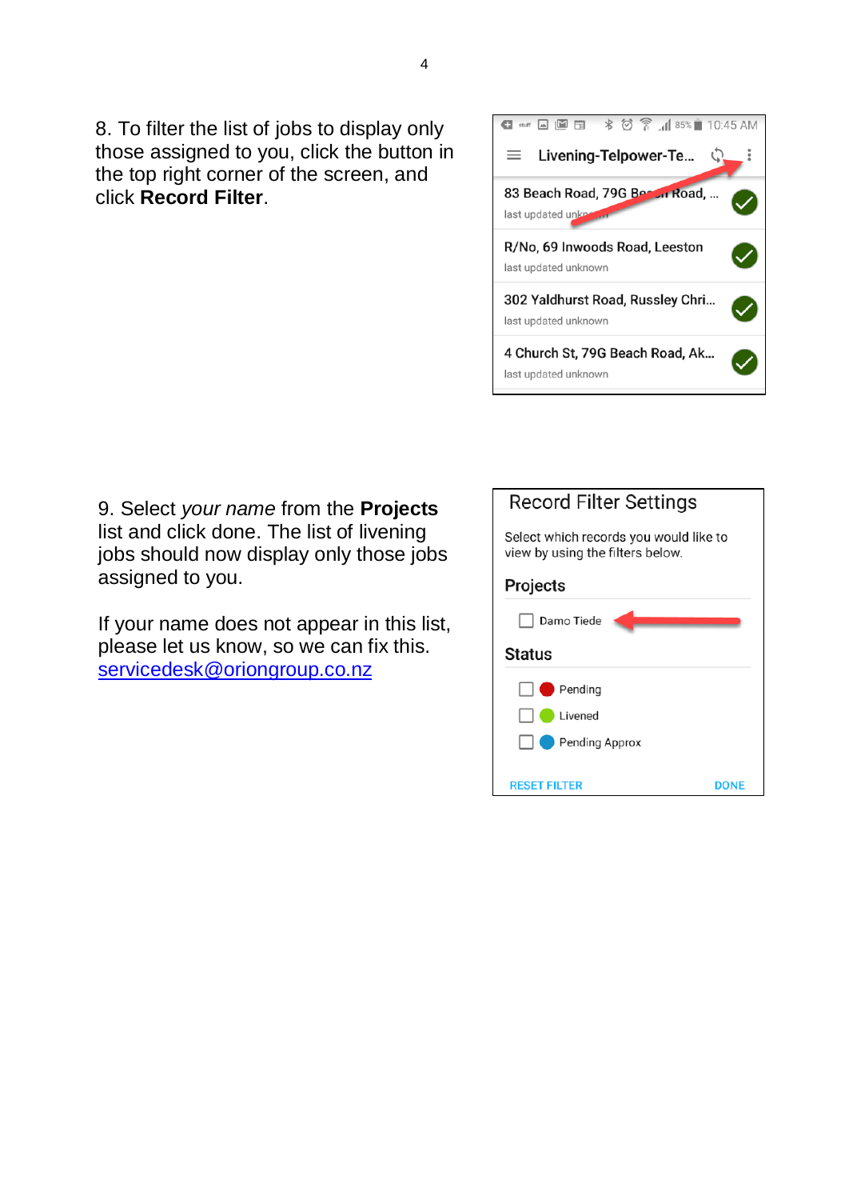8. To filter the list of jobs to display only those assigned to you, click the button in the top right corner of the screen, and click **Record Filter**.

9. Select *your name* from the **Projects** list and click done. The list of livening jobs should now display only those jobs assigned to you.

If your name does not appear in this list, please let us know, so we can fix this. servicedesk@oriongroup.co.nz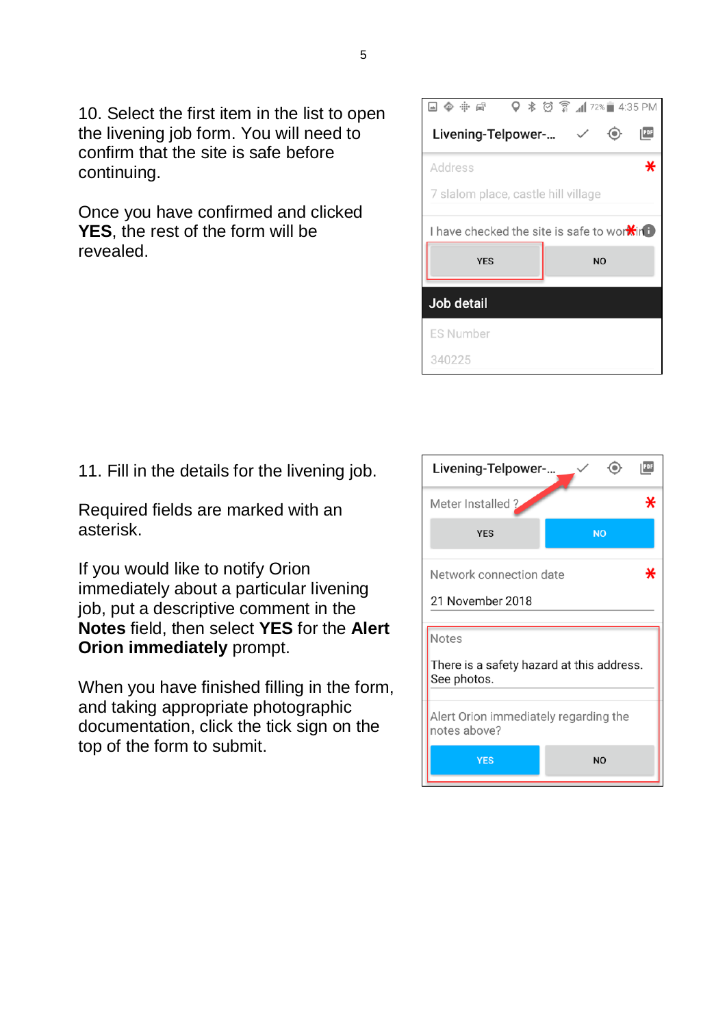10. Select the first item in the list to open the livening job form. You will need to confirm that the site is safe before continuing.

Once you have confirmed and clicked **YES**, the rest of the form will be revealed.

11. Fill in the details for the livening job.

Required fields are marked with an asterisk.

If you would like to notify Orion immediately about a particular livening job, put a descriptive comment in the **Notes** field, then select **YES** for the **Alert Orion immediately** prompt.

When you have finished filling in the form, and taking appropriate photographic documentation, click the tick sign on the top of the form to submit.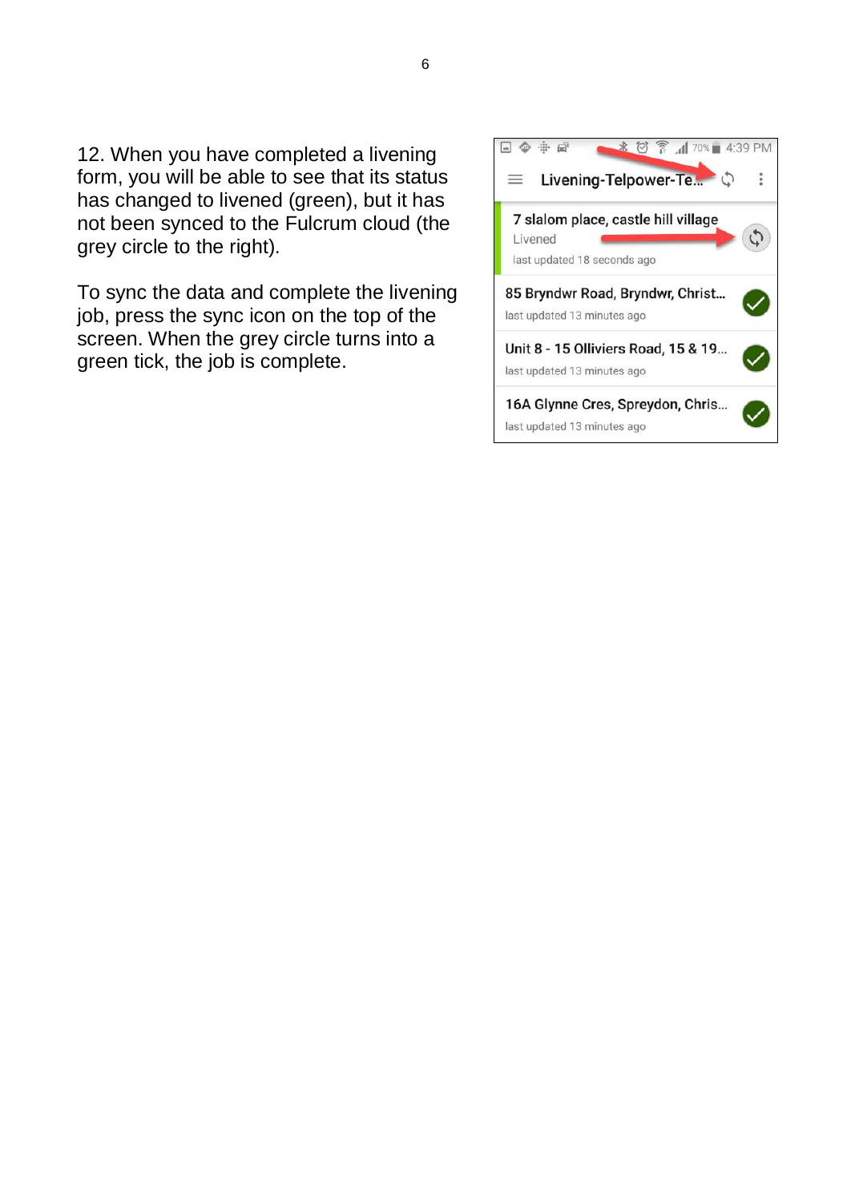12. When you have completed a livening form, you will be able to see that its status has changed to livened (green), but it has not been synced to the Fulcrum cloud (the grey circle to the right).

To sync the data and complete the livening job, press the sync icon on the top of the screen. When the grey circle turns into a green tick, the job is complete.